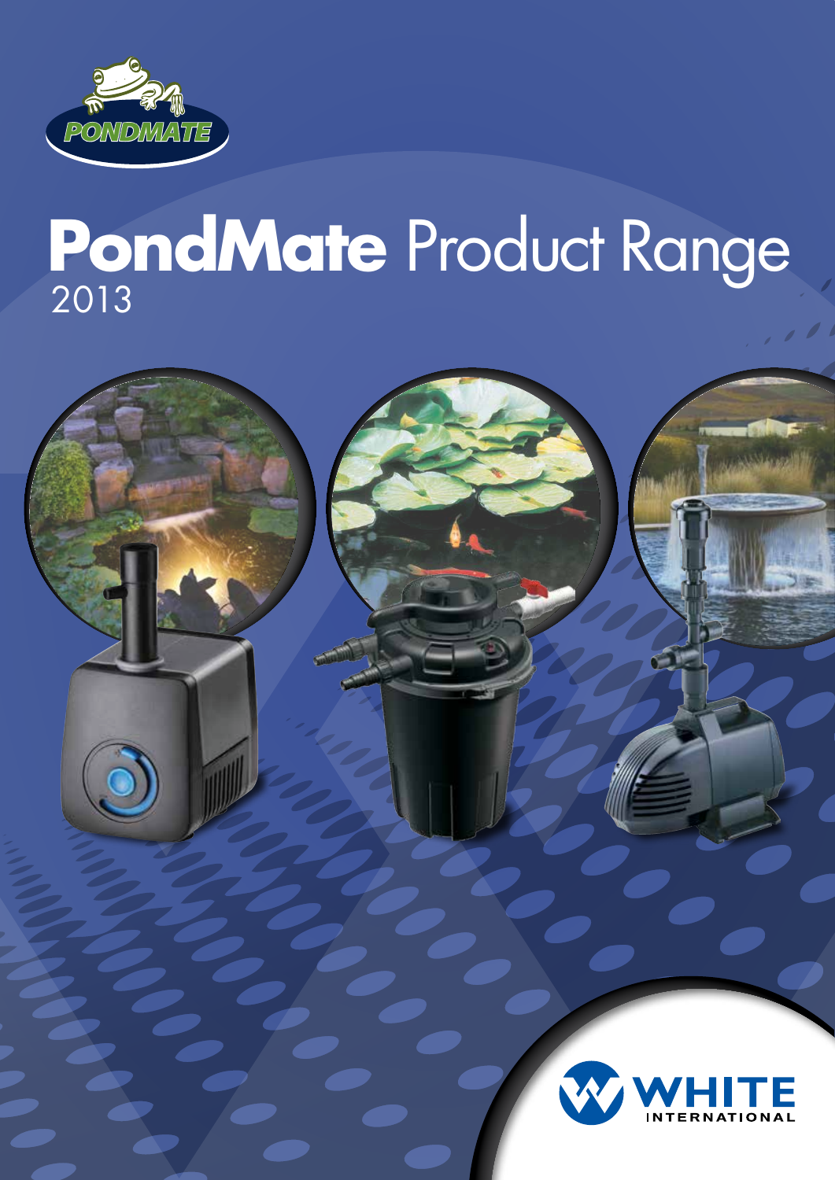PONDMATE

# PondMate Product Range
2013

WHITE INTERNATIONAL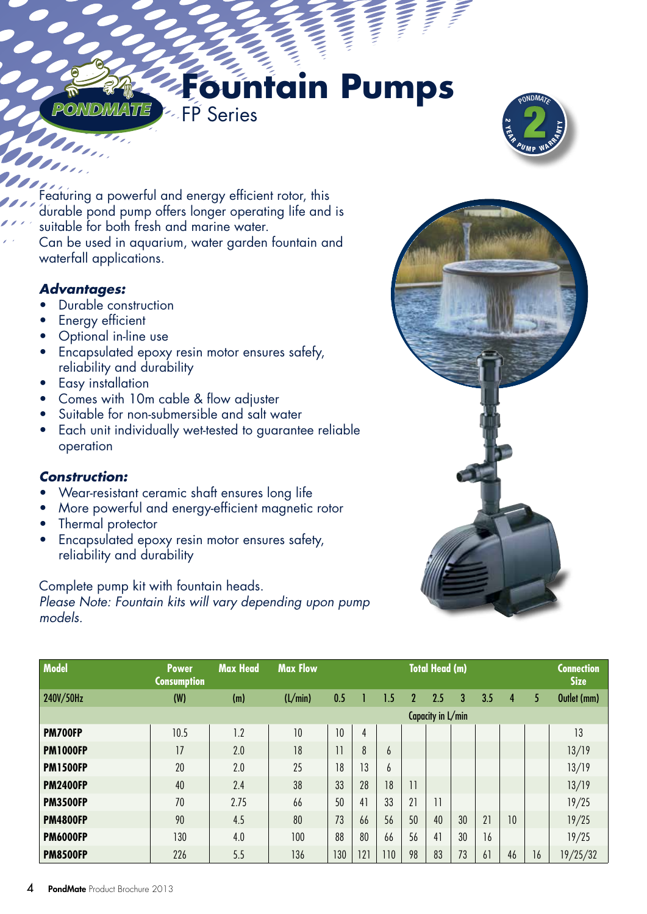# Fountain Pumps

## FP Series

PONDMATE 2 YEAR PUMP WARRANTY

Featuring a powerful and energy efficient rotor, this durable pond pump offers longer operating life and is suitable for both fresh and marine water.
Can be used in aquarium, water garden fountain and waterfall applications.

### *Advantages:*

- Durable construction
- Energy efficient
- Optional in-line use
- Encapsulated epoxy resin motor ensures safefy, reliability and durability
- Easy installation
- Comes with 10m cable & flow adjuster
- Suitable for non-submersible and salt water
- Each unit individually wet-tested to guarantee reliable operation

### *Construction:*

- Wear-resistant ceramic shaft ensures long life
- More powerful and energy-efficient magnetic rotor
- Thermal protector
- Encapsulated epoxy resin motor ensures safety, reliability and durability

Complete pump kit with fountain heads.
*Please Note: Fountain kits will vary depending upon pump models.*

| Model | Power Consumption | Max Head | Max Flow | Total Head (m) | | | | | | | | | Connection Size |
|---|---|---|---|---|---|---|---|---|---|---|---|---|---|
| 240V/50Hz | (W) | (m) | (L/min) | 0.5 | 1 | 1.5 | 2 | 2.5 | 3 | 3.5 | 4 | 5 | Outlet (mm) |
| | | | | Capacity in L/min | | | | | | | | | |
| **PM700FP** | 10.5 | 1.2 | 10 | 10 | 4 | | | | | | | | 13 |
| **PM1000FP** | 17 | 2.0 | 18 | 11 | 8 | 6 | | | | | | | 13/19 |
| **PM1500FP** | 20 | 2.0 | 25 | 18 | 13 | 6 | | | | | | | 13/19 |
| **PM2400FP** | 40 | 2.4 | 38 | 33 | 28 | 18 | 11 | | | | | | 13/19 |
| **PM3500FP** | 70 | 2.75 | 66 | 50 | 41 | 33 | 21 | 11 | | | | | 19/25 |
| **PM4800FP** | 90 | 4.5 | 80 | 73 | 66 | 56 | 50 | 40 | 30 | 21 | 10 | | 19/25 |
| **PM6000FP** | 130 | 4.0 | 100 | 88 | 80 | 66 | 56 | 41 | 30 | 16 | | | 19/25 |
| **PM8500FP** | 226 | 5.5 | 136 | 130 | 121 | 110 | 98 | 83 | 73 | 61 | 46 | 16 | 19/25/32 |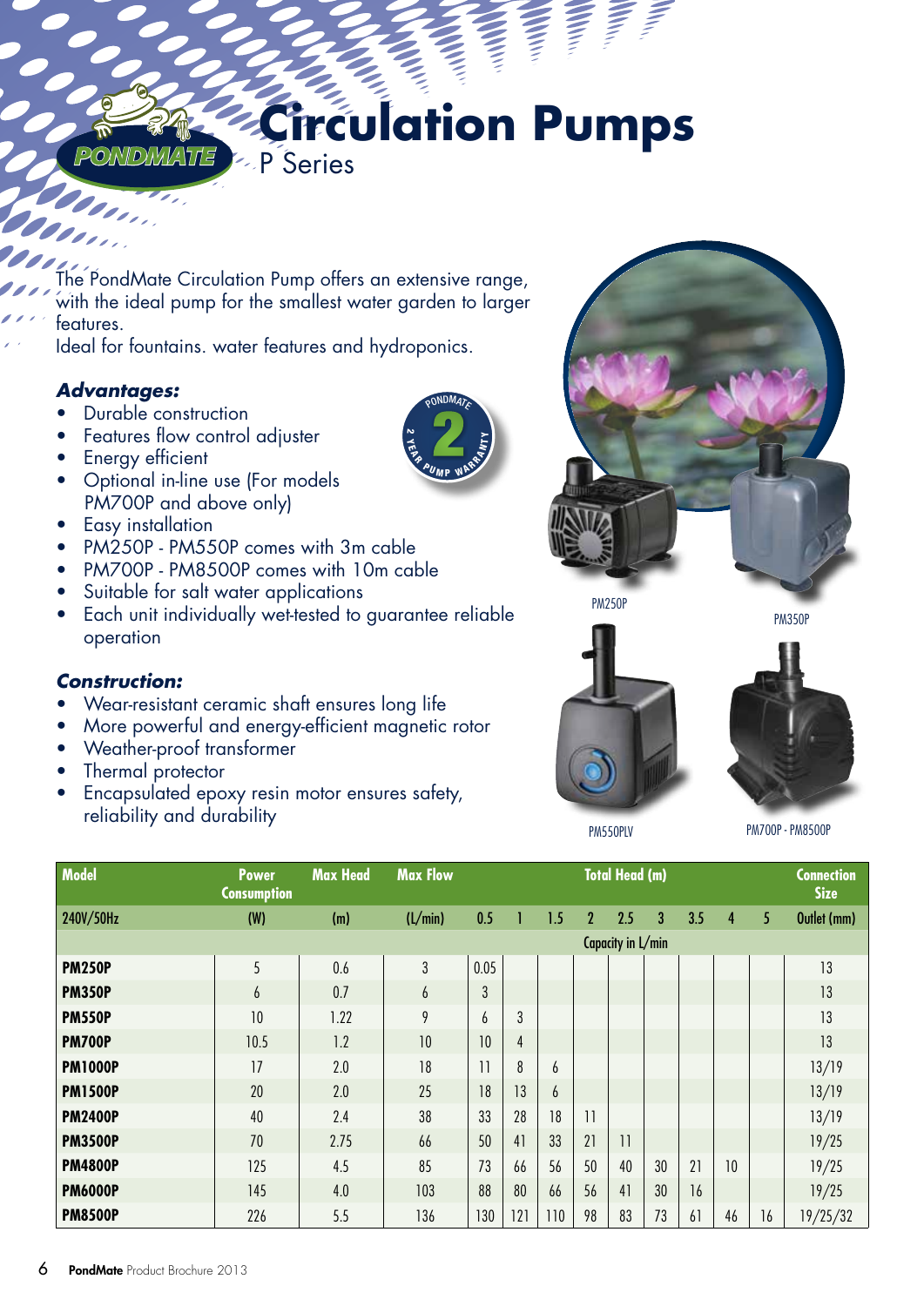# Circulation Pumps

## P Series

The PondMate Circulation Pump offers an extensive range, with the ideal pump for the smallest water garden to larger features.
Ideal for fountains. water features and hydroponics.

### *Advantages:*

- Durable construction
- Features flow control adjuster
- Energy efficient
- Optional in-line use (For models PM700P and above only)
- Easy installation
- PM250P - PM550P comes with 3m cable
- PM700P - PM8500P comes with 10m cable
- Suitable for salt water applications
- Each unit individually wet-tested to guarantee reliable operation

PONDMATE 2 YEAR PUMP WARRANTY

### *Construction:*

- Wear-resistant ceramic shaft ensures long life
- More powerful and energy-efficient magnetic rotor
- Weather-proof transformer
- Thermal protector
- Encapsulated epoxy resin motor ensures safety, reliability and durability

PM250P

PM350P

PM550PLV

PM700P - PM8500P

| Model | Power Consumption | Max Head | Max Flow | Total Head (m) | | | | | | | | | Connection Size |
|---|---|---|---|---|---|---|---|---|---|---|---|---|---|
| 240V/50Hz | (W) | (m) | (L/min) | 0.5 | 1 | 1.5 | 2 | 2.5 | 3 | 3.5 | 4 | 5 | Outlet (mm) |
| | | | | Capacity in L/min | | | | | | | | | |
| **PM250P** | 5 | 0.6 | 3 | 0.05 | | | | | | | | | 13 |
| **PM350P** | 6 | 0.7 | 6 | 3 | | | | | | | | | 13 |
| **PM550P** | 10 | 1.22 | 9 | 6 | 3 | | | | | | | | 13 |
| **PM700P** | 10.5 | 1.2 | 10 | 10 | 4 | | | | | | | | 13 |
| **PM1000P** | 17 | 2.0 | 18 | 11 | 8 | 6 | | | | | | | 13/19 |
| **PM1500P** | 20 | 2.0 | 25 | 18 | 13 | 6 | | | | | | | 13/19 |
| **PM2400P** | 40 | 2.4 | 38 | 33 | 28 | 18 | 11 | | | | | | 13/19 |
| **PM3500P** | 70 | 2.75 | 66 | 50 | 41 | 33 | 21 | 11 | | | | | 19/25 |
| **PM4800P** | 125 | 4.5 | 85 | 73 | 66 | 56 | 50 | 40 | 30 | 21 | 10 | | 19/25 |
| **PM6000P** | 145 | 4.0 | 103 | 88 | 80 | 66 | 56 | 41 | 30 | 16 | | | 19/25 |
| **PM8500P** | 226 | 5.5 | 136 | 130 | 121 | 110 | 98 | 83 | 73 | 61 | 46 | 16 | 19/25/32 |